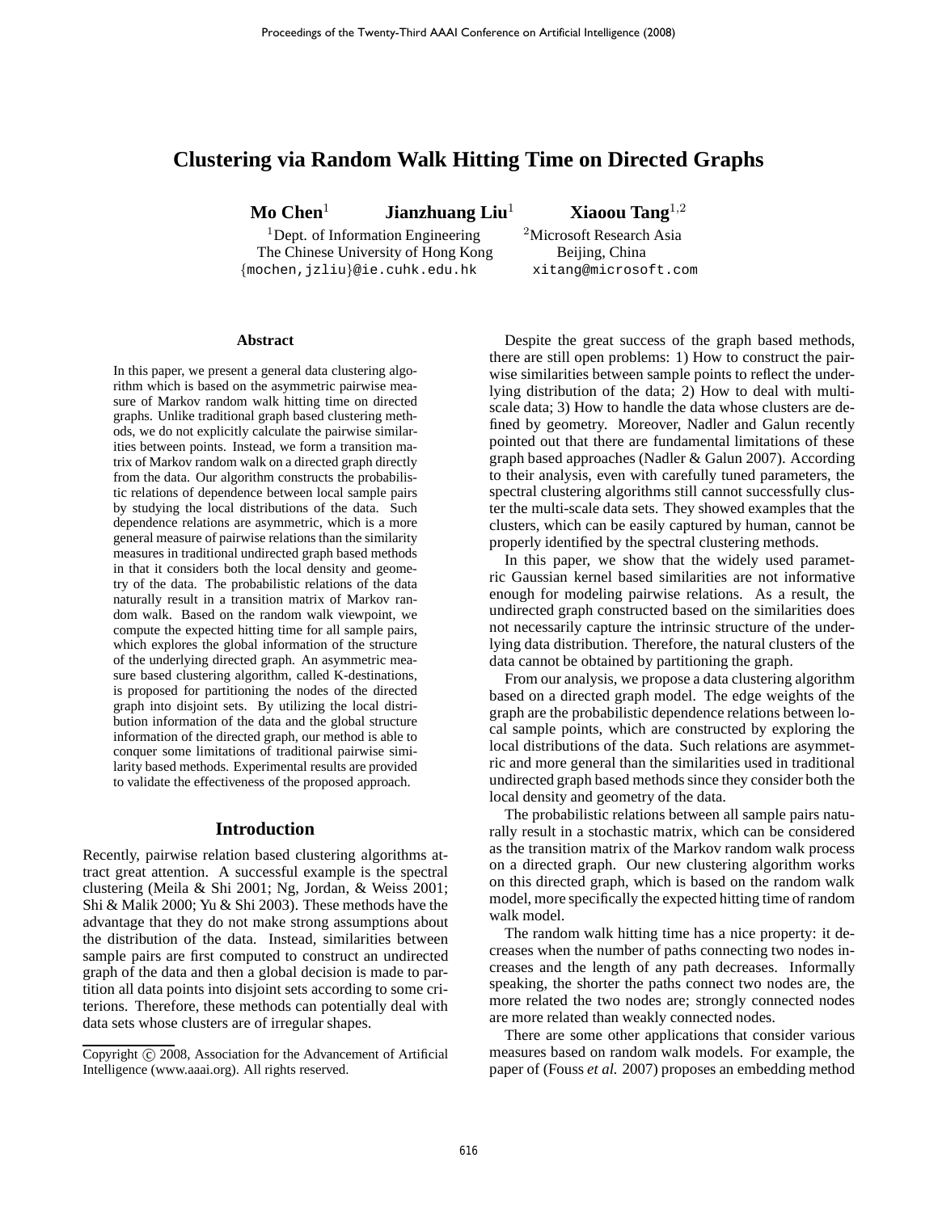# Clustering via Random Walk Hitting Time on Directed Graphs

**Mo Chen**[1] **Jianzhuang Liu**[1] **Xiaoou Tang**[1,2]

[1]Dept. of Information Engineering, The Chinese University of Hong Kong
{mochen,jzliu}@ie.cuhk.edu.hk

[2]Microsoft Research Asia, Beijing, China
xitang@microsoft.com

## Abstract

In this paper, we present a general data clustering algorithm which is based on the asymmetric pairwise measure of Markov random walk hitting time on directed graphs. Unlike traditional graph based clustering methods, we do not explicitly calculate the pairwise similarities between points. Instead, we form a transition matrix of Markov random walk on a directed graph directly from the data. Our algorithm constructs the probabilistic relations of dependence between local sample pairs by studying the local distributions of the data. Such dependence relations are asymmetric, which is a more general measure of pairwise relations than the similarity measures in traditional undirected graph based methods in that it considers both the local density and geometry of the data. The probabilistic relations of the data naturally result in a transition matrix of Markov random walk. Based on the random walk viewpoint, we compute the expected hitting time for all sample pairs, which explores the global information of the structure of the underlying directed graph. An asymmetric measure based clustering algorithm, called K-destinations, is proposed for partitioning the nodes of the directed graph into disjoint sets. By utilizing the local distribution information of the data and the global structure information of the directed graph, our method is able to conquer some limitations of traditional pairwise similarity based methods. Experimental results are provided to validate the effectiveness of the proposed approach.

## Introduction

Recently, pairwise relation based clustering algorithms attract great attention. A successful example is the spectral clustering (Meila & Shi 2001; Ng, Jordan, & Weiss 2001; Shi & Malik 2000; Yu & Shi 2003). These methods have the advantage that they do not make strong assumptions about the distribution of the data. Instead, similarities between sample pairs are first computed to construct an undirected graph of the data and then a global decision is made to partition all data points into disjoint sets according to some criterions. Therefore, these methods can potentially deal with data sets whose clusters are of irregular shapes.

Despite the great success of the graph based methods, there are still open problems: 1) How to construct the pairwise similarities between sample points to reflect the underlying distribution of the data; 2) How to deal with multi-scale data; 3) How to handle the data whose clusters are defined by geometry. Moreover, Nadler and Galun recently pointed out that there are fundamental limitations of these graph based approaches (Nadler & Galun 2007). According to their analysis, even with carefully tuned parameters, the spectral clustering algorithms still cannot successfully cluster the multi-scale data sets. They showed examples that the clusters, which can be easily captured by human, cannot be properly identified by the spectral clustering methods.

In this paper, we show that the widely used parametric Gaussian kernel based similarities are not informative enough for modeling pairwise relations. As a result, the undirected graph constructed based on the similarities does not necessarily capture the intrinsic structure of the underlying data distribution. Therefore, the natural clusters of the data cannot be obtained by partitioning the graph.

From our analysis, we propose a data clustering algorithm based on a directed graph model. The edge weights of the graph are the probabilistic dependence relations between local sample points, which are constructed by exploring the local distributions of the data. Such relations are asymmetric and more general than the similarities used in traditional undirected graph based methods since they consider both the local density and geometry of the data.

The probabilistic relations between all sample pairs naturally result in a stochastic matrix, which can be considered as the transition matrix of the Markov random walk process on a directed graph. Our new clustering algorithm works on this directed graph, which is based on the random walk model, more specifically the expected hitting time of random walk model.

The random walk hitting time has a nice property: it decreases when the number of paths connecting two nodes increases and the length of any path decreases. Informally speaking, the shorter the paths connect two nodes are, the more related the two nodes are; strongly connected nodes are more related than weakly connected nodes.

There are some other applications that consider various measures based on random walk models. For example, the paper of (Fouss *et al.* 2007) proposes an embedding method

Copyright © 2008, Association for the Advancement of Artificial Intelligence (www.aaai.org). All rights reserved.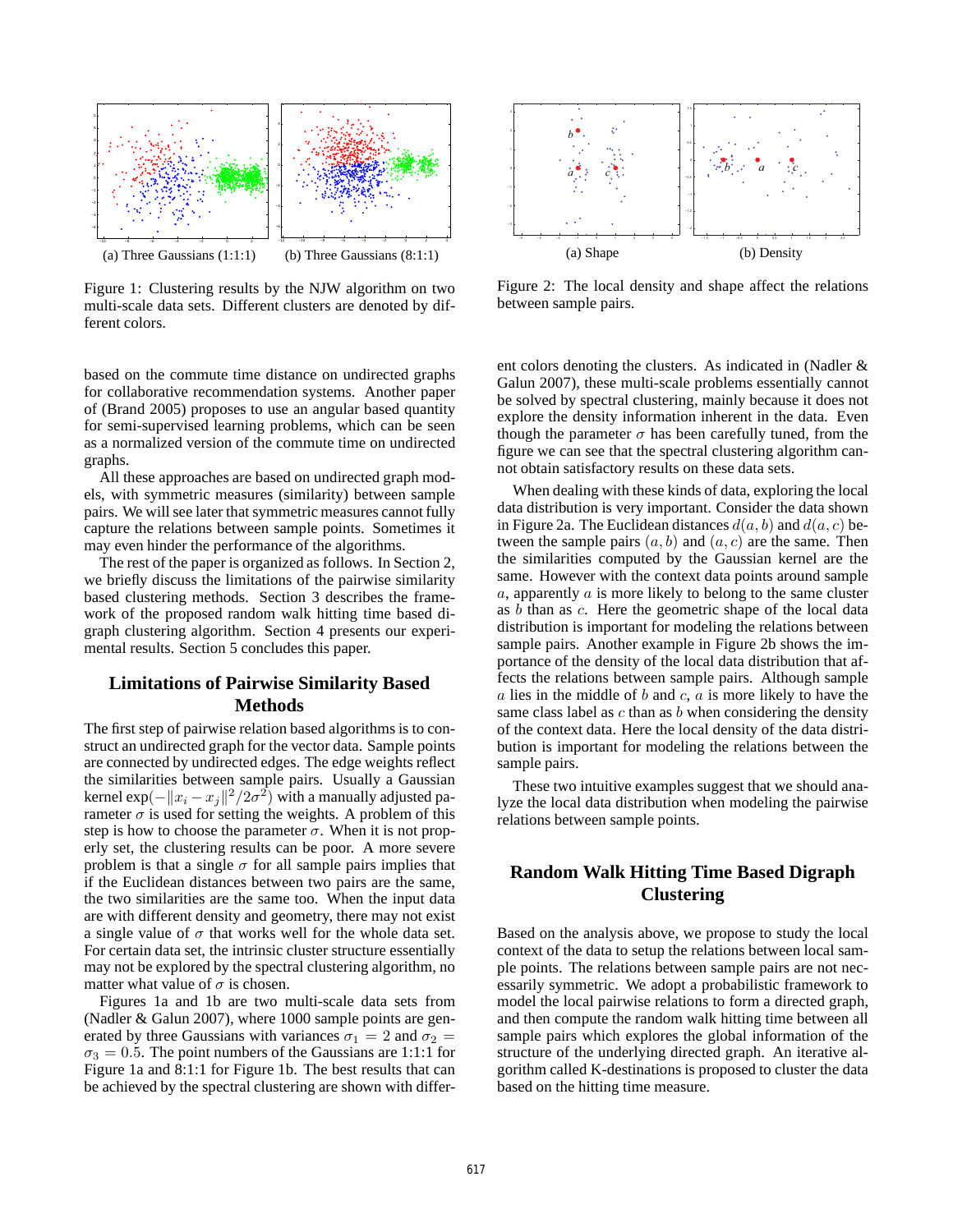Figure 1: Clustering results by the NJW algorithm on two multi-scale data sets. Different clusters are denoted by different colors.

(a) Three Gaussians (1:1:1) (b) Three Gaussians (8:1:1)

Figure 2: The local density and shape affect the relations between sample pairs.

(a) Shape (b) Density

based on the commute time distance on undirected graphs for collaborative recommendation systems. Another paper of (Brand 2005) proposes to use an angular based quantity for semi-supervised learning problems, which can be seen as a normalized version of the commute time on undirected graphs.

All these approaches are based on undirected graph models, with symmetric measures (similarity) between sample pairs. We will see later that symmetric measures cannot fully capture the relations between sample points. Sometimes it may even hinder the performance of the algorithms.

The rest of the paper is organized as follows. In Section 2, we briefly discuss the limitations of the pairwise similarity based clustering methods. Section 3 describes the framework of the proposed random walk hitting time based digraph clustering algorithm. Section 4 presents our experimental results. Section 5 concludes this paper.

## Limitations of Pairwise Similarity Based Methods

The first step of pairwise relation based algorithms is to construct an undirected graph for the vector data. Sample points are connected by undirected edges. The edge weights reflect the similarities between sample pairs. Usually a Gaussian kernel $\exp(-\|x_i - x_j\|^2/2\sigma^2)$ with a manually adjusted parameter $\sigma$ is used for setting the weights. A problem of this step is how to choose the parameter $\sigma$. When it is not properly set, the clustering results can be poor. A more severe problem is that a single $\sigma$ for all sample pairs implies that if the Euclidean distances between two pairs are the same, the two similarities are the same too. When the input data are with different density and geometry, there may not exist a single value of $\sigma$ that works well for the whole data set. For certain data set, the intrinsic cluster structure essentially may not be explored by the spectral clustering algorithm, no matter what value of $\sigma$ is chosen.

Figures 1a and 1b are two multi-scale data sets from (Nadler & Galun 2007), where 1000 sample points are generated by three Gaussians with variances $\sigma_1 = 2$ and $\sigma_2 = \sigma_3 = 0.5$. The point numbers of the Gaussians are 1:1:1 for Figure 1a and 8:1:1 for Figure 1b. The best results that can be achieved by the spectral clustering are shown with different colors denoting the clusters. As indicated in (Nadler & Galun 2007), these multi-scale problems essentially cannot be solved by spectral clustering, mainly because it does not explore the density information inherent in the data. Even though the parameter $\sigma$ has been carefully tuned, from the figure we can see that the spectral clustering algorithm cannot obtain satisfactory results on these data sets.

When dealing with these kinds of data, exploring the local data distribution is very important. Consider the data shown in Figure 2a. The Euclidean distances $d(a, b)$ and $d(a, c)$ between the sample pairs $(a, b)$ and $(a, c)$ are the same. Then the similarities computed by the Gaussian kernel are the same. However with the context data points around sample $a$, apparently $a$ is more likely to belong to the same cluster as $b$ than as $c$. Here the geometric shape of the local data distribution is important for modeling the relations between sample pairs. Another example in Figure 2b shows the importance of the density of the local data distribution that affects the relations between sample pairs. Although sample $a$ lies in the middle of $b$ and $c$, $a$ is more likely to have the same class label as $c$ than as $b$ when considering the density of the context data. Here the local density of the data distribution is important for modeling the relations between the sample pairs.

These two intuitive examples suggest that we should analyze the local data distribution when modeling the pairwise relations between sample points.

## Random Walk Hitting Time Based Digraph Clustering

Based on the analysis above, we propose to study the local context of the data to setup the relations between local sample points. The relations between sample pairs are not necessarily symmetric. We adopt a probabilistic framework to model the local pairwise relations to form a directed graph, and then compute the random walk hitting time between all sample pairs which explores the global information of the structure of the underlying directed graph. An iterative algorithm called K-destinations is proposed to cluster the data based on the hitting time measure.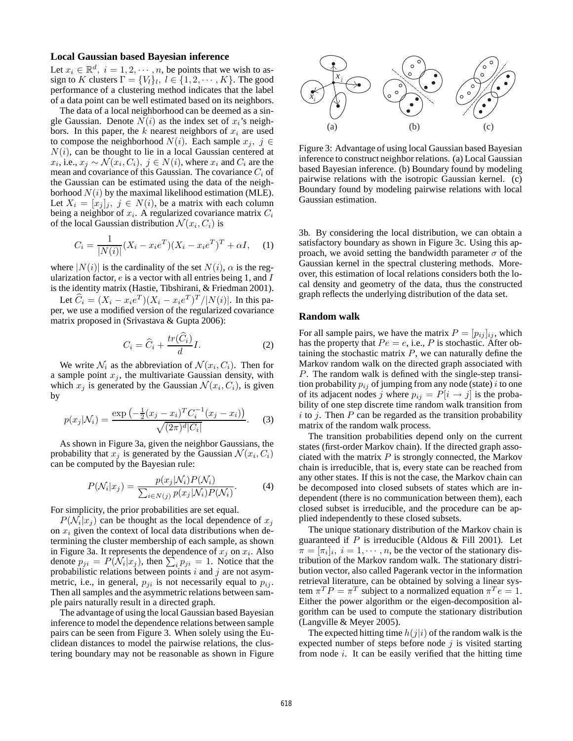### Local Gaussian based Bayesian inference

Let $x_i \in \mathbb{R}^d,\ i = 1, 2, \cdots, n$, be points that we wish to assign to $K$ clusters $\Gamma = \{V_l\}_l,\ l \in \{1, 2, \cdots, K\}$. The good performance of a clustering method indicates that the label of a data point can be well estimated based on its neighbors.

The data of a local neighborhood can be deemed as a single Gaussian. Denote $N(i)$ as the index set of $x_i$'s neighbors. In this paper, the $k$ nearest neighbors of $x_i$ are used to compose the neighborhood $N(i)$. Each sample $x_j,\ j \in N(i)$, can be thought to lie in a local Gaussian centered at $x_i$, i.e., $x_j \sim \mathcal{N}(x_i, C_i),\ j \in N(i)$, where $x_i$ and $C_i$ are the mean and covariance of this Gaussian. The covariance $C_i$ of the Gaussian can be estimated using the data of the neighborhood $N(i)$ by the maximal likelihood estimation (MLE). Let $X_i = [x_j]_j,\ j \in N(i)$, be a matrix with each column being a neighbor of $x_i$. A regularized covariance matrix $C_i$ of the local Gaussian distribution $\mathcal{N}(x_i, C_i)$ is

$$C_i = \frac{1}{|N(i)|}(X_i - x_i e^T)(X_i - x_i e^T)^T + \alpha I, \quad (1)$$

where $|N(i)|$ is the cardinality of the set $N(i)$, $\alpha$ is the regularization factor, $e$ is a vector with all entries being 1, and $I$ is the identity matrix (Hastie, Tibshirani, & Friedman 2001).

Let $\widehat{C}_i = (X_i - x_i e^T)(X_i - x_i e^T)^T / |N(i)|$. In this paper, we use a modified version of the regularized covariance matrix proposed in (Srivastava & Gupta 2006):

$$C_i = \widehat{C}_i + \frac{tr(\widehat{C}_i)}{d} I. \quad (2)$$

We write $\mathcal{N}_i$ as the abbreviation of $\mathcal{N}(x_i, C_i)$. Then for a sample point $x_j$, the multivariate Gaussian density, with which $x_j$ is generated by the Gaussian $\mathcal{N}(x_i, C_i)$, is given by

$$p(x_j|\mathcal{N}_i) = \frac{\exp\left(-\frac{1}{2}(x_j - x_i)^T C_i^{-1}(x_j - x_i)\right)}{\sqrt{(2\pi)^d |C_i|}}. \quad (3)$$

As shown in Figure 3a, given the neighbor Gaussians, the probability that $x_j$ is generated by the Gaussian $\mathcal{N}(x_i, C_i)$ can be computed by the Bayesian rule:

$$P(\mathcal{N}_i|x_j) = \frac{p(x_j|\mathcal{N}_i)P(\mathcal{N}_i)}{\sum_{i \in N(j)} p(x_j|\mathcal{N}_i)P(\mathcal{N}_i)}. \quad (4)$$

For simplicity, the prior probabilities are set equal.

$P(\mathcal{N}_i|x_j)$ can be thought as the local dependence of $x_j$ on $x_i$ given the context of local data distributions when determining the cluster membership of each sample, as shown in Figure 3a. It represents the dependence of $x_j$ on $x_i$. Also denote $p_{ji} = P(\mathcal{N}_i|x_j)$, then $\sum_i p_{ji} = 1$. Notice that the probabilistic relations between points $i$ and $j$ are not asymmetric, i.e., in general, $p_{ji}$ is not necessarily equal to $p_{ij}$. Then all samples and the asymmetric relations between sample pairs naturally result in a directed graph.

The advantage of using the local Gaussian based Bayesian inference to model the dependence relations between sample pairs can be seen from Figure 3. When solely using the Euclidean distances to model the pairwise relations, the clustering boundary may not be reasonable as shown in Figure 3b. By considering the local distribution, we can obtain a satisfactory boundary as shown in Figure 3c. Using this approach, we avoid setting the bandwidth parameter $\sigma$ of the Gaussian kernel in the spectral clustering methods. Moreover, this estimation of local relations considers both the local density and geometry of the data, thus the constructed graph reflects the underlying distribution of the data set.

Figure 3: Advantage of using local Gaussian based Bayesian inference to construct neighbor relations. (a) Local Gaussian based Bayesian inference. (b) Boundary found by modeling pairwise relations with the isotropic Gaussian kernel. (c) Boundary found by modeling pairwise relations with local Gaussian estimation.

### Random walk

For all sample pairs, we have the matrix $P = [p_{ij}]_{ij}$, which has the property that $Pe = e$, i.e., $P$ is stochastic. After obtaining the stochastic matrix $P$, we can naturally define the Markov random walk on the directed graph associated with $P$. The random walk is defined with the single-step transition probability $p_{ij}$ of jumping from any node (state) $i$ to one of its adjacent nodes $j$ where $p_{ij} = P[i \to j]$ is the probability of one step discrete time random walk transition from $i$ to $j$. Then $P$ can be regarded as the transition probability matrix of the random walk process.

The transition probabilities depend only on the current states (first-order Markov chain). If the directed graph associated with the matrix $P$ is strongly connected, the Markov chain is irreducible, that is, every state can be reached from any other states. If this is not the case, the Markov chain can be decomposed into closed subsets of states which are independent (there is no communication between them), each closed subset is irreducible, and the procedure can be applied independently to these closed subsets.

The unique stationary distribution of the Markov chain is guaranteed if $P$ is irreducible (Aldous & Fill 2001). Let $\pi = [\pi_i]_i,\ i = 1, \cdots, n$, be the vector of the stationary distribution of the Markov random walk. The stationary distribution vector, also called Pagerank vector in the information retrieval literature, can be obtained by solving a linear system $\pi^T P = \pi^T$ subject to a normalized equation $\pi^T e = 1$. Either the power algorithm or the eigen-decomposition algorithm can be used to compute the stationary distribution (Langville & Meyer 2005).

The expected hitting time $h(j|i)$ of the random walk is the expected number of steps before node $j$ is visited starting from node $i$. It can be easily verified that the hitting time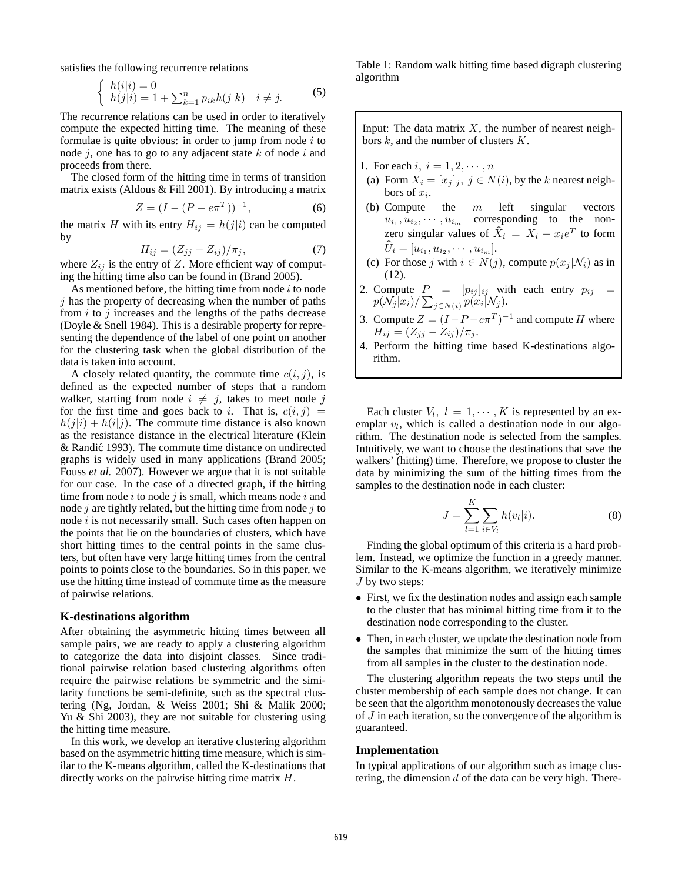satisfies the following recurrence relations

$$\begin{cases} h(i|i) = 0 \\ h(j|i) = 1 + \sum_{k=1}^{n} p_{ik} h(j|k) \quad i \neq j. \end{cases} \tag{5}$$

The recurrence relations can be used in order to iteratively compute the expected hitting time. The meaning of these formulae is quite obvious: in order to jump from node $i$ to node $j$, one has to go to any adjacent state $k$ of node $i$ and proceeds from there.

The closed form of the hitting time in terms of transition matrix exists (Aldous & Fill 2001). By introducing a matrix

$$Z = (I - (P - e\pi^T))^{-1}, \tag{6}$$

the matrix $H$ with its entry $H_{ij} = h(j|i)$ can be computed by

$$H_{ij} = (Z_{jj} - Z_{ij})/\pi_j, \tag{7}$$

where $Z_{ij}$ is the entry of $Z$. More efficient way of computing the hitting time also can be found in (Brand 2005).

As mentioned before, the hitting time from node $i$ to node $j$ has the property of decreasing when the number of paths from $i$ to $j$ increases and the lengths of the paths decrease (Doyle & Snell 1984). This is a desirable property for representing the dependence of the label of one point on another for the clustering task when the global distribution of the data is taken into account.

A closely related quantity, the commute time $c(i, j)$, is defined as the expected number of steps that a random walker, starting from node $i \neq j$, takes to meet node $j$ for the first time and goes back to $i$. That is, $c(i, j) = h(j|i) + h(i|j)$. The commute time distance is also known as the resistance distance in the electrical literature (Klein & Randić 1993). The commute time distance on undirected graphs is widely used in many applications (Brand 2005; Fouss *et al.* 2007). However we argue that it is not suitable for our case. In the case of a directed graph, if the hitting time from node $i$ to node $j$ is small, which means node $i$ and node $j$ are tightly related, but the hitting time from node $j$ to node $i$ is not necessarily small. Such cases often happen on the points that lie on the boundaries of clusters, which have short hitting times to the central points in the same clusters, but often have very large hitting times from the central points to points close to the boundaries. So in this paper, we use the hitting time instead of commute time as the measure of pairwise relations.

## K-destinations algorithm

After obtaining the asymmetric hitting times between all sample pairs, we are ready to apply a clustering algorithm to categorize the data into disjoint classes. Since traditional pairwise relation based clustering algorithms often require the pairwise relations be symmetric and the similarity functions be semi-definite, such as the spectral clustering (Ng, Jordan, & Weiss 2001; Shi & Malik 2000; Yu & Shi 2003), they are not suitable for clustering using the hitting time measure.

In this work, we develop an iterative clustering algorithm based on the asymmetric hitting time measure, which is similar to the K-means algorithm, called the K-destinations that directly works on the pairwise hitting time matrix $H$.

Table 1: Random walk hitting time based digraph clustering algorithm

Input: The data matrix $X$, the number of nearest neighbors $k$, and the number of clusters $K$.

1. For each $i$, $i = 1, 2, \cdots, n$
   (a) Form $X_i = [x_j]_j$, $j \in N(i)$, by the $k$ nearest neighbors of $x_i$.
   (b) Compute the $m$ left singular vectors $u_{i_1}, u_{i_2}, \cdots, u_{i_m}$ corresponding to the non-zero singular values of $\widehat{X}_i = X_i - x_i e^T$ to form $\widehat{U}_i = [u_{i_1}, u_{i_2}, \cdots, u_{i_m}]$.
   (c) For those $j$ with $i \in N(j)$, compute $p(x_j|\mathcal{N}_i)$ as in (12).
2. Compute $P = [p_{ij}]_{ij}$ with each entry $p_{ij} = p(\mathcal{N}_j|x_i)/\sum_{j \in N(i)} p(x_i|\mathcal{N}_j)$.
3. Compute $Z = (I - P - e\pi^T)^{-1}$ and compute $H$ where $H_{ij} = (Z_{jj} - Z_{ij})/\pi_j$.
4. Perform the hitting time based K-destinations algorithm.

Each cluster $V_l$, $l = 1, \cdots, K$ is represented by an exemplar $v_l$, which is called a destination node in our algorithm. The destination node is selected from the samples. Intuitively, we want to choose the destinations that save the walkers' (hitting) time. Therefore, we propose to cluster the data by minimizing the sum of the hitting times from the samples to the destination node in each cluster:

$$J = \sum_{l=1}^{K} \sum_{i \in V_l} h(v_l|i). \tag{8}$$

Finding the global optimum of this criteria is a hard problem. Instead, we optimize the function in a greedy manner. Similar to the K-means algorithm, we iteratively minimize $J$ by two steps:

- First, we fix the destination nodes and assign each sample to the cluster that has minimal hitting time from it to the destination node corresponding to the cluster.
- Then, in each cluster, we update the destination node from the samples that minimize the sum of the hitting times from all samples in the cluster to the destination node.

The clustering algorithm repeats the two steps until the cluster membership of each sample does not change. It can be seen that the algorithm monotonously decreases the value of $J$ in each iteration, so the convergence of the algorithm is guaranteed.

## Implementation

In typical applications of our algorithm such as image clustering, the dimension $d$ of the data can be very high. There-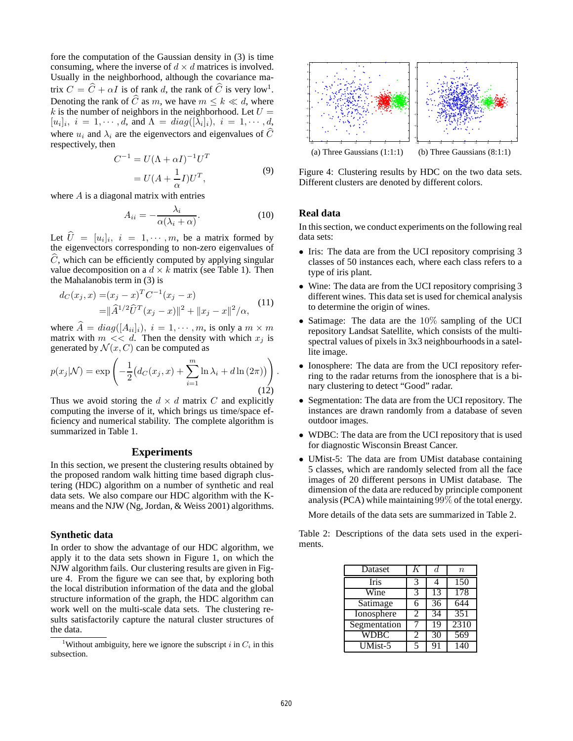fore the computation of the Gaussian density in (3) is time consuming, where the inverse of $d \times d$ matrices is involved. Usually in the neighborhood, although the covariance matrix $C = \widehat{C} + \alpha I$ is of rank $d$, the rank of $\widehat{C}$ is very low[1]. Denoting the rank of $\widehat{C}$ as $m$, we have $m \leq k \ll d$, where $k$ is the number of neighbors in the neighborhood. Let $U = [u_i]_i,\ i = 1, \cdots, d$, and $\Lambda = diag([\lambda_i]_i),\ i = 1, \cdots, d$, where $u_i$ and $\lambda_i$ are the eigenvectors and eigenvalues of $\widehat{C}$ respectively, then

$$
\begin{aligned}
C^{-1} &= U(\Lambda + \alpha I)^{-1} U^T \\
&= U(A + \frac{1}{\alpha} I) U^T,
\end{aligned}
\tag{9}
$$

where $A$ is a diagonal matrix with entries

$$
A_{ii} = -\frac{\lambda_i}{\alpha(\lambda_i + \alpha)}. \tag{10}
$$

Let $\widehat{U} = [u_i]_i,\ i = 1, \cdots, m$, be a matrix formed by the eigenvectors corresponding to non-zero eigenvalues of $\widehat{C}$, which can be efficiently computed by applying singular value decomposition on a $d \times k$ matrix (see Table 1). Then the Mahalanobis term in (3) is

$$
\begin{aligned}
d_C(x_j, x) &= (x_j - x)^T C^{-1} (x_j - x) \\
&= \|\widehat{A}^{1/2} \widehat{U}^T (x_j - x)\|^2 + \|x_j - x\|^2 / \alpha,
\end{aligned}
\tag{11}
$$

where $\widehat{A} = diag([A_{ii}]_i),\ i = 1, \cdots, m$, is only a $m \times m$ matrix with $m << d$. Then the density with which $x_j$ is generated by $\mathcal{N}(x, C)$ can be computed as

$$
p(x_j|\mathcal{N}) = \exp\left(-\frac{1}{2}\big(d_C(x_j, x) + \sum_{i=1}^{m} \ln \lambda_i + d \ln(2\pi)\big)\right). \tag{12}
$$

Thus we avoid storing the $d \times d$ matrix $C$ and explicitly computing the inverse of it, which brings us time/space efficiency and numerical stability. The complete algorithm is summarized in Table 1.

[1]Without ambiguity, here we ignore the subscript $i$ in $C_i$ in this subsection.

## Experiments

In this section, we present the clustering results obtained by the proposed random walk hitting time based digraph clustering (HDC) algorithm on a number of synthetic and real data sets. We also compare our HDC algorithm with the K-means and the NJW (Ng, Jordan, & Weiss 2001) algorithms.

### Synthetic data

In order to show the advantage of our HDC algorithm, we apply it to the data sets shown in Figure 1, on which the NJW algorithm fails. Our clustering results are given in Figure 4. From the figure we can see that, by exploring both the local distribution information of the data and the global structure information of the graph, the HDC algorithm can work well on the multi-scale data sets. The clustering results satisfactorily capture the natural cluster structures of the data.

(a) Three Gaussians (1:1:1) (b) Three Gaussians (8:1:1)

Figure 4: Clustering results by HDC on the two data sets. Different clusters are denoted by different colors.

### Real data

In this section, we conduct experiments on the following real data sets:

- Iris: The data are from the UCI repository comprising 3 classes of 50 instances each, where each class refers to a type of iris plant.
- Wine: The data are from the UCI repository comprising 3 different wines. This data set is used for chemical analysis to determine the origin of wines.
- Satimage: The data are the $10\%$ sampling of the UCI repository Landsat Satellite, which consists of the multi-spectral values of pixels in 3x3 neighbourhoods in a satellite image.
- Ionosphere: The data are from the UCI repository referring to the radar returns from the ionosphere that is a binary clustering to detect "Good" radar.
- Segmentation: The data are from the UCI repository. The instances are drawn randomly from a database of seven outdoor images.
- WDBC: The data are from the UCI repository that is used for diagnostic Wisconsin Breast Cancer.
- UMist-5: The data are from UMist database containing 5 classes, which are randomly selected from all the face images of 20 different persons in UMist database. The dimension of the data are reduced by principle component analysis (PCA) while maintaining $99\%$ of the total energy.

  More details of the data sets are summarized in Table 2.

Table 2: Descriptions of the data sets used in the experiments.

| Dataset | $K$ | $d$ | $n$ |
|---|---|---|---|
| Iris | 3 | 4 | 150 |
| Wine | 3 | 13 | 178 |
| Satimage | 6 | 36 | 644 |
| Ionosphere | 2 | 34 | 351 |
| Segmentation | 7 | 19 | 2310 |
| WDBC | 2 | 30 | 569 |
| UMist-5 | 5 | 91 | 140 |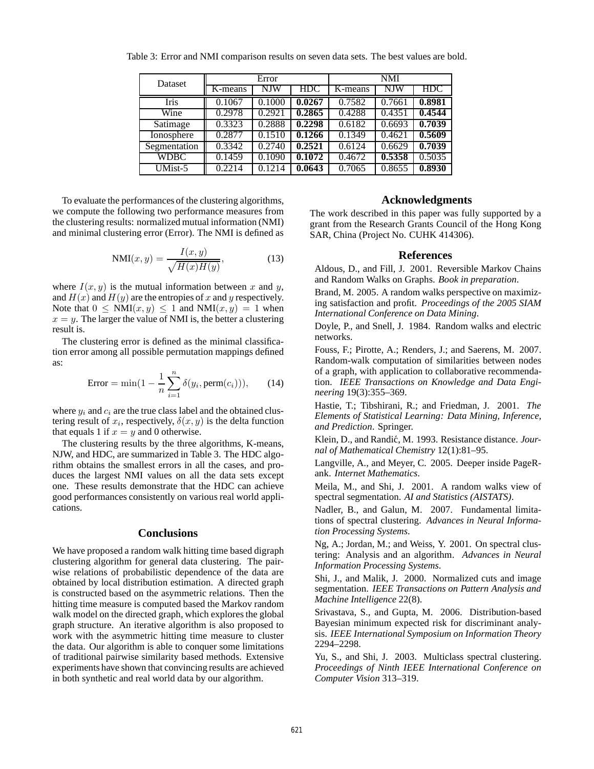Table 3: Error and NMI comparison results on seven data sets. The best values are bold.

| Dataset | Error | | | NMI | | |
|---|---|---|---|---|---|---|
| | K-means | NJW | HDC | K-means | NJW | HDC |
| Iris | 0.1067 | 0.1000 | **0.0267** | 0.7582 | 0.7661 | **0.8981** |
| Wine | 0.2978 | 0.2921 | **0.2865** | 0.4288 | 0.4351 | **0.4544** |
| Satimage | 0.3323 | 0.2888 | **0.2298** | 0.6182 | 0.6693 | **0.7039** |
| Ionosphere | 0.2877 | 0.1510 | **0.1266** | 0.1349 | 0.4621 | **0.5609** |
| Segmentation | 0.3342 | 0.2740 | **0.2521** | 0.6124 | 0.6629 | **0.7039** |
| WDBC | 0.1459 | 0.1090 | **0.1072** | 0.4672 | **0.5358** | 0.5035 |
| UMist-5 | 0.2214 | 0.1214 | **0.0643** | 0.7065 | 0.8655 | **0.8930** |

To evaluate the performances of the clustering algorithms, we compute the following two performance measures from the clustering results: normalized mutual information (NMI) and minimal clustering error (Error). The NMI is defined as

$$\mathrm{NMI}(x, y) = \frac{I(x, y)}{\sqrt{H(x)H(y)}}, \tag{13}$$

where $I(x, y)$ is the mutual information between $x$ and $y$, and $H(x)$ and $H(y)$ are the entropies of $x$ and $y$ respectively. Note that $0 \leq \mathrm{NMI}(x, y) \leq 1$ and $\mathrm{NMI}(x, y) = 1$ when $x = y$. The larger the value of NMI is, the better a clustering result is.

The clustering error is defined as the minimal classification error among all possible permutation mappings defined as:

$$\mathrm{Error} = \min(1 - \frac{1}{n} \sum_{i=1}^{n} \delta(y_i, \mathrm{perm}(c_i))), \tag{14}$$

where $y_i$ and $c_i$ are the true class label and the obtained clustering result of $x_i$, respectively, $\delta(x, y)$ is the delta function that equals 1 if $x = y$ and 0 otherwise.

The clustering results by the three algorithms, K-means, NJW, and HDC, are summarized in Table 3. The HDC algorithm obtains the smallest errors in all the cases, and produces the largest NMI values on all the data sets except one. These results demonstrate that the HDC can achieve good performances consistently on various real world applications.

## Conclusions

We have proposed a random walk hitting time based digraph clustering algorithm for general data clustering. The pairwise relations of probabilistic dependence of the data are obtained by local distribution estimation. A directed graph is constructed based on the asymmetric relations. Then the hitting time measure is computed based the Markov random walk model on the directed graph, which explores the global graph structure. An iterative algorithm is also proposed to work with the asymmetric hitting time measure to cluster the data. Our algorithm is able to conquer some limitations of traditional pairwise similarity based methods. Extensive experiments have shown that convincing results are achieved in both synthetic and real world data by our algorithm.

## Acknowledgments

The work described in this paper was fully supported by a grant from the Research Grants Council of the Hong Kong SAR, China (Project No. CUHK 414306).

## References

Aldous, D., and Fill, J. 2001. Reversible Markov Chains and Random Walks on Graphs. *Book in preparation*.

Brand, M. 2005. A random walks perspective on maximizing satisfaction and profit. *Proceedings of the 2005 SIAM International Conference on Data Mining*.

Doyle, P., and Snell, J. 1984. Random walks and electric networks.

Fouss, F.; Pirotte, A.; Renders, J.; and Saerens, M. 2007. Random-walk computation of similarities between nodes of a graph, with application to collaborative recommendation. *IEEE Transactions on Knowledge and Data Engineering* 19(3):355–369.

Hastie, T.; Tibshirani, R.; and Friedman, J. 2001. *The Elements of Statistical Learning: Data Mining, Inference, and Prediction*. Springer.

Klein, D., and Randić, M. 1993. Resistance distance. *Journal of Mathematical Chemistry* 12(1):81–95.

Langville, A., and Meyer, C. 2005. Deeper inside PageRank. *Internet Mathematics*.

Meila, M., and Shi, J. 2001. A random walks view of spectral segmentation. *AI and Statistics (AISTATS)*.

Nadler, B., and Galun, M. 2007. Fundamental limitations of spectral clustering. *Advances in Neural Information Processing Systems*.

Ng, A.; Jordan, M.; and Weiss, Y. 2001. On spectral clustering: Analysis and an algorithm. *Advances in Neural Information Processing Systems*.

Shi, J., and Malik, J. 2000. Normalized cuts and image segmentation. *IEEE Transactions on Pattern Analysis and Machine Intelligence* 22(8).

Srivastava, S., and Gupta, M. 2006. Distribution-based Bayesian minimum expected risk for discriminant analysis. *IEEE International Symposium on Information Theory* 2294–2298.

Yu, S., and Shi, J. 2003. Multiclass spectral clustering. *Proceedings of Ninth IEEE International Conference on Computer Vision* 313–319.